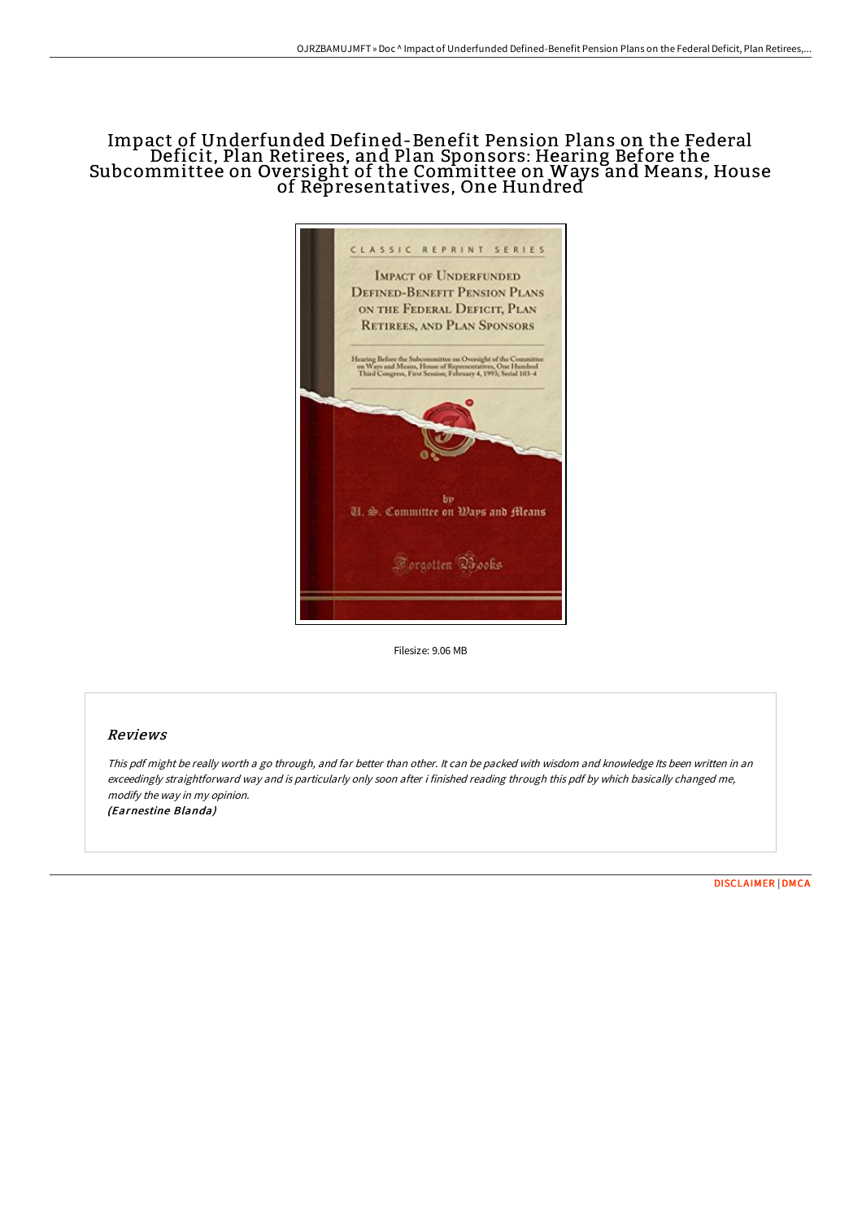# Impact of Underfunded Defined-Benefit Pension Plans on the Federal Deficit, Plan Retirees, and Plan Sponsors: Hearing Before the Subcommittee on Oversight of the Committee on Ways and Means, House of Representatives, One Hundred

CLASSIC REPRINT SERIES

IMPACT OF UNDERFUNDED DEFINED-BENEFIT PENSION PLANS ON THE FEDERAL DEFICIT, PLAN RETIREES, AND PLAN SPONSORS

Hearing Before the Subcommittee on Oversight of the Committee on Ways and Means, House of Representatives, One Hundred Third Congress, First Session; February 4, 1993; Serial 103-4

by

U. S. Committee on Ways and Means

Forgotten Books

Filesize: 9.06 MB

## Reviews

*This pdf might be really worth a go through, and far better than other. It can be packed with wisdom and knowledge Its been written in an exceedingly straightforward way and is particularly only soon after i finished reading through this pdf by which basically changed me, modify the way in my opinion.*

*(Earnestine Blanda)*

DISCLAIMER | DMCA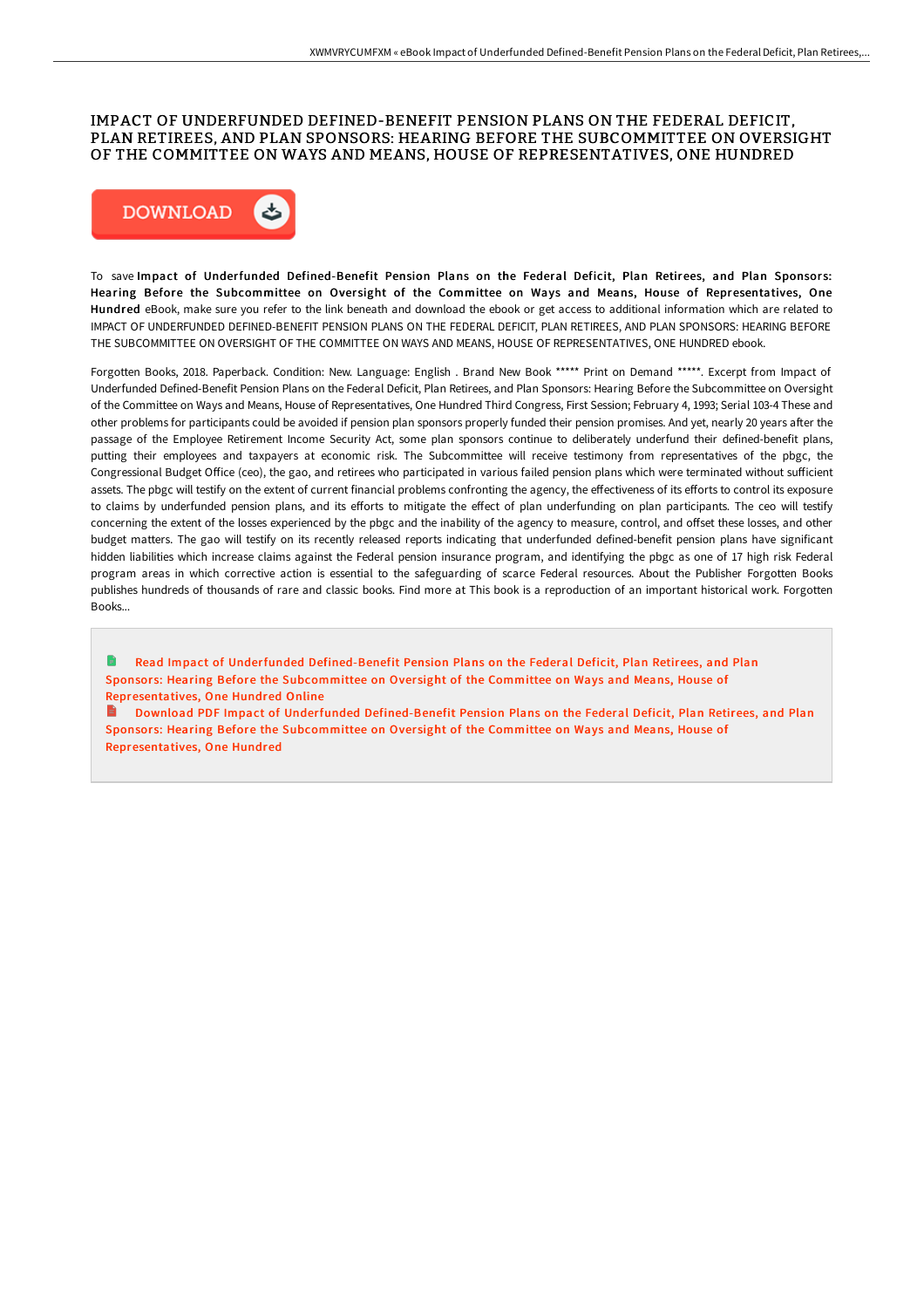# IMPACT OF UNDERFUNDED DEFINED-BENEFIT PENSION PLANS ON THE FEDERAL DEFICIT, PLAN RETIREES, AND PLAN SPONSORS: HEARING BEFORE THE SUBCOMMITTEE ON OVERSIGHT OF THE COMMITTEE ON WAYS AND MEANS, HOUSE OF REPRESENTATIVES, ONE HUNDRED

DOWNLOAD

To save **Impact of Underfunded Defined-Benefit Pension Plans on the Federal Deficit, Plan Retirees, and Plan Sponsors: Hearing Before the Subcommittee on Oversight of the Committee on Ways and Means, House of Representatives, One Hundred** eBook, make sure you refer to the link beneath and download the ebook or get access to additional information which are related to IMPACT OF UNDERFUNDED DEFINED-BENEFIT PENSION PLANS ON THE FEDERAL DEFICIT, PLAN RETIREES, AND PLAN SPONSORS: HEARING BEFORE THE SUBCOMMITTEE ON OVERSIGHT OF THE COMMITTEE ON WAYS AND MEANS, HOUSE OF REPRESENTATIVES, ONE HUNDRED ebook.

Forgotten Books, 2018. Paperback. Condition: New. Language: English . Brand New Book ***** Print on Demand *****. Excerpt from Impact of Underfunded Defined-Benefit Pension Plans on the Federal Deficit, Plan Retirees, and Plan Sponsors: Hearing Before the Subcommittee on Oversight of the Committee on Ways and Means, House of Representatives, One Hundred Third Congress, First Session; February 4, 1993; Serial 103-4 These and other problems for participants could be avoided if pension plan sponsors properly funded their pension promises. And yet, nearly 20 years after the passage of the Employee Retirement Income Security Act, some plan sponsors continue to deliberately underfund their defined-benefit plans, putting their employees and taxpayers at economic risk. The Subcommittee will receive testimony from representatives of the pbgc, the Congressional Budget Office (ceo), the gao, and retirees who participated in various failed pension plans which were terminated without sufficient assets. The pbgc will testify on the extent of current financial problems confronting the agency, the effectiveness of its efforts to control its exposure to claims by underfunded pension plans, and its efforts to mitigate the effect of plan underfunding on plan participants. The ceo will testify concerning the extent of the losses experienced by the pbgc and the inability of the agency to measure, control, and offset these losses, and other budget matters. The gao will testify on its recently released reports indicating that underfunded defined-benefit pension plans have significant hidden liabilities which increase claims against the Federal pension insurance program, and identifying the pbgc as one of 17 high risk Federal program areas in which corrective action is essential to the safeguarding of scarce Federal resources. About the Publisher Forgotten Books publishes hundreds of thousands of rare and classic books. Find more at This book is a reproduction of an important historical work. Forgotten Books...

Read Impact of Underfunded Defined-Benefit Pension Plans on the Federal Deficit, Plan Retirees, and Plan Sponsors: Hearing Before the Subcommittee on Oversight of the Committee on Ways and Means, House of Representatives, One Hundred Online

Download PDF Impact of Underfunded Defined-Benefit Pension Plans on the Federal Deficit, Plan Retirees, and Plan Sponsors: Hearing Before the Subcommittee on Oversight of the Committee on Ways and Means, House of Representatives, One Hundred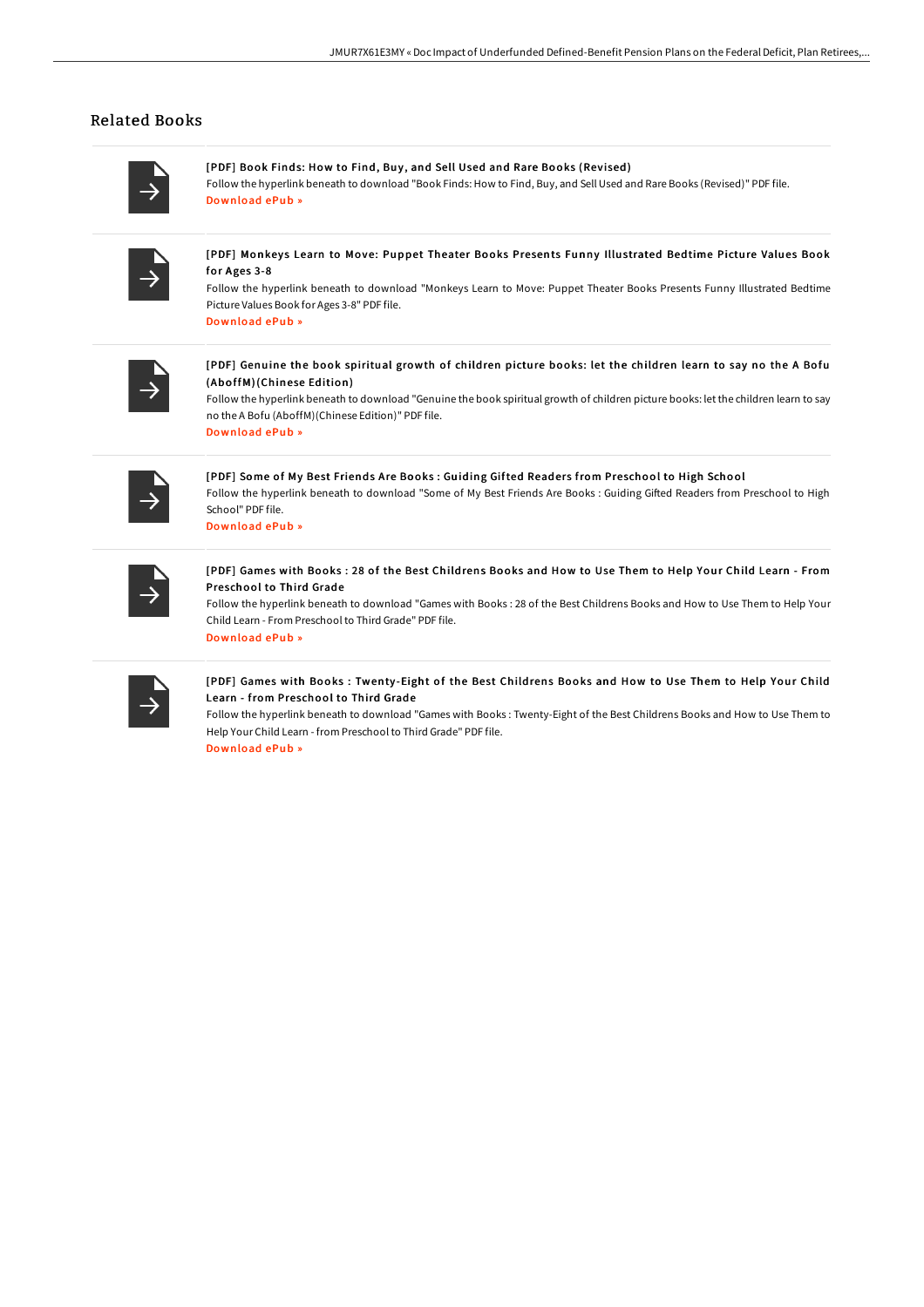## Related Books

**[PDF] Book Finds: How to Find, Buy, and Sell Used and Rare Books (Revised)**
Follow the hyperlink beneath to download "Book Finds: How to Find, Buy, and Sell Used and Rare Books (Revised)" PDF file.
Download ePub »

**[PDF] Monkeys Learn to Move: Puppet Theater Books Presents Funny Illustrated Bedtime Picture Values Book for Ages 3-8**
Follow the hyperlink beneath to download "Monkeys Learn to Move: Puppet Theater Books Presents Funny Illustrated Bedtime Picture Values Book for Ages 3-8" PDF file.
Download ePub »

**[PDF] Genuine the book spiritual growth of children picture books: let the children learn to say no the A Bofu (AboffM)(Chinese Edition)**
Follow the hyperlink beneath to download "Genuine the book spiritual growth of children picture books: let the children learn to say no the A Bofu (AboffM)(Chinese Edition)" PDF file.
Download ePub »

**[PDF] Some of My Best Friends Are Books : Guiding Gifted Readers from Preschool to High School**
Follow the hyperlink beneath to download "Some of My Best Friends Are Books : Guiding Gifted Readers from Preschool to High School" PDF file.
Download ePub »

**[PDF] Games with Books : 28 of the Best Childrens Books and How to Use Them to Help Your Child Learn - From Preschool to Third Grade**
Follow the hyperlink beneath to download "Games with Books : 28 of the Best Childrens Books and How to Use Them to Help Your Child Learn - From Preschool to Third Grade" PDF file.
Download ePub »

**[PDF] Games with Books : Twenty-Eight of the Best Childrens Books and How to Use Them to Help Your Child Learn - from Preschool to Third Grade**
Follow the hyperlink beneath to download "Games with Books : Twenty-Eight of the Best Childrens Books and How to Use Them to Help Your Child Learn - from Preschool to Third Grade" PDF file.
Download ePub »